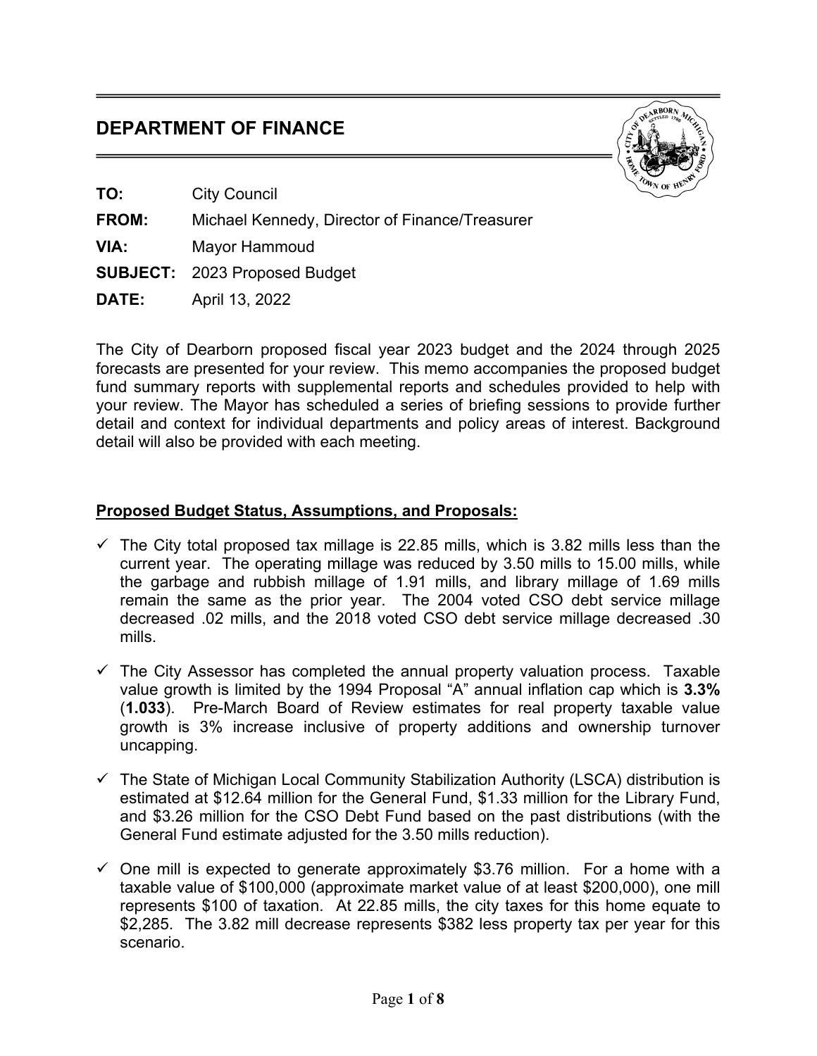# DEPARTMENT OF FINANCE

**TO:** City Council

**FROM:** Michael Kennedy, Director of Finance/Treasurer

**VIA:** Mayor Hammoud

**SUBJECT:** 2023 Proposed Budget

**DATE:** April 13, 2022

The City of Dearborn proposed fiscal year 2023 budget and the 2024 through 2025 forecasts are presented for your review. This memo accompanies the proposed budget fund summary reports with supplemental reports and schedules provided to help with your review. The Mayor has scheduled a series of briefing sessions to provide further detail and context for individual departments and policy areas of interest. Background detail will also be provided with each meeting.

## <u>Proposed Budget Status, Assumptions, and Proposals:</u>

- ✓ The City total proposed tax millage is 22.85 mills, which is 3.82 mills less than the current year. The operating millage was reduced by 3.50 mills to 15.00 mills, while the garbage and rubbish millage of 1.91 mills, and library millage of 1.69 mills remain the same as the prior year. The 2004 voted CSO debt service millage decreased .02 mills, and the 2018 voted CSO debt service millage decreased .30 mills.
- ✓ The City Assessor has completed the annual property valuation process. Taxable value growth is limited by the 1994 Proposal "A" annual inflation cap which is **3.3%** (**1.033**). Pre-March Board of Review estimates for real property taxable value growth is 3% increase inclusive of property additions and ownership turnover uncapping.
- ✓ The State of Michigan Local Community Stabilization Authority (LSCA) distribution is estimated at $12.64 million for the General Fund, $1.33 million for the Library Fund, and $3.26 million for the CSO Debt Fund based on the past distributions (with the General Fund estimate adjusted for the 3.50 mills reduction).
- ✓ One mill is expected to generate approximately $3.76 million. For a home with a taxable value of $100,000 (approximate market value of at least $200,000), one mill represents $100 of taxation. At 22.85 mills, the city taxes for this home equate to $2,285. The 3.82 mill decrease represents $382 less property tax per year for this scenario.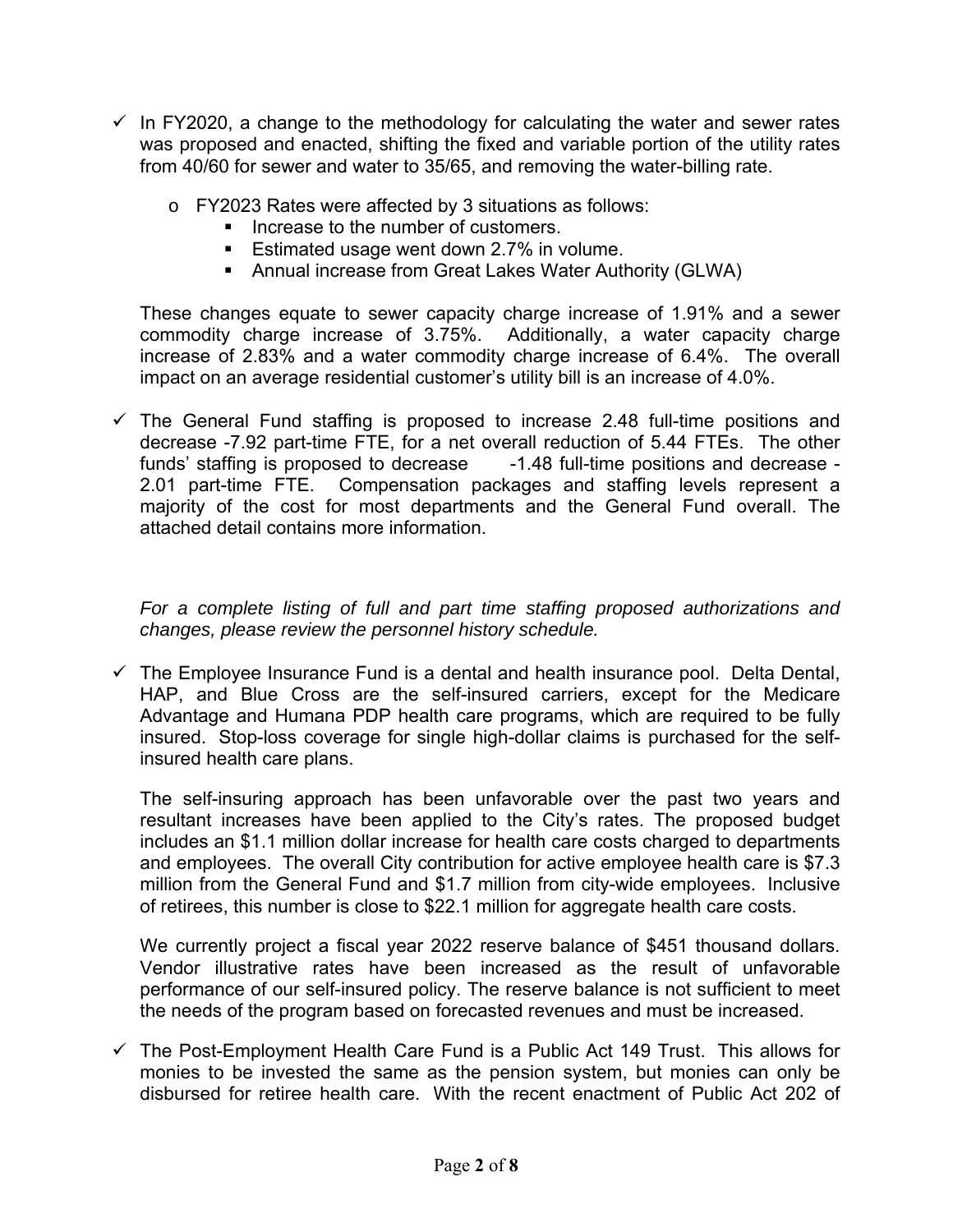- ✓ In FY2020, a change to the methodology for calculating the water and sewer rates was proposed and enacted, shifting the fixed and variable portion of the utility rates from 40/60 for sewer and water to 35/65, and removing the water-billing rate.

  - FY2023 Rates were affected by 3 situations as follows:
    - Increase to the number of customers.
    - Estimated usage went down 2.7% in volume.
    - Annual increase from Great Lakes Water Authority (GLWA)

  These changes equate to sewer capacity charge increase of 1.91% and a sewer commodity charge increase of 3.75%. Additionally, a water capacity charge increase of 2.83% and a water commodity charge increase of 6.4%. The overall impact on an average residential customer's utility bill is an increase of 4.0%.

- ✓ The General Fund staffing is proposed to increase 2.48 full-time positions and decrease -7.92 part-time FTE, for a net overall reduction of 5.44 FTEs. The other funds' staffing is proposed to decrease -1.48 full-time positions and decrease -2.01 part-time FTE. Compensation packages and staffing levels represent a majority of the cost for most departments and the General Fund overall. The attached detail contains more information.

  *For a complete listing of full and part time staffing proposed authorizations and changes, please review the personnel history schedule.*

- ✓ The Employee Insurance Fund is a dental and health insurance pool. Delta Dental, HAP, and Blue Cross are the self-insured carriers, except for the Medicare Advantage and Humana PDP health care programs, which are required to be fully insured. Stop-loss coverage for single high-dollar claims is purchased for the self-insured health care plans.

  The self-insuring approach has been unfavorable over the past two years and resultant increases have been applied to the City's rates. The proposed budget includes an $1.1 million dollar increase for health care costs charged to departments and employees. The overall City contribution for active employee health care is $7.3 million from the General Fund and $1.7 million from city-wide employees. Inclusive of retirees, this number is close to $22.1 million for aggregate health care costs.

  We currently project a fiscal year 2022 reserve balance of $451 thousand dollars. Vendor illustrative rates have been increased as the result of unfavorable performance of our self-insured policy. The reserve balance is not sufficient to meet the needs of the program based on forecasted revenues and must be increased.

- ✓ The Post-Employment Health Care Fund is a Public Act 149 Trust. This allows for monies to be invested the same as the pension system, but monies can only be disbursed for retiree health care. With the recent enactment of Public Act 202 of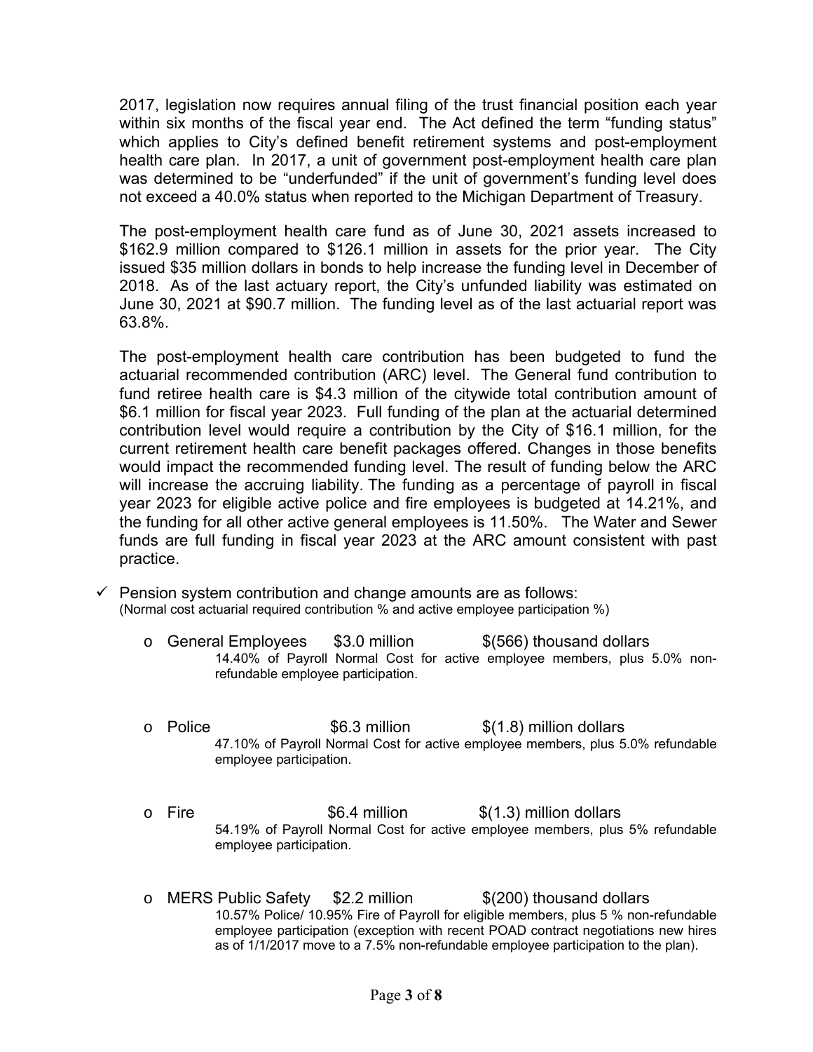2017, legislation now requires annual filing of the trust financial position each year within six months of the fiscal year end. The Act defined the term "funding status" which applies to City's defined benefit retirement systems and post-employment health care plan. In 2017, a unit of government post-employment health care plan was determined to be "underfunded" if the unit of government's funding level does not exceed a 40.0% status when reported to the Michigan Department of Treasury.

The post-employment health care fund as of June 30, 2021 assets increased to $162.9 million compared to $126.1 million in assets for the prior year. The City issued $35 million dollars in bonds to help increase the funding level in December of 2018. As of the last actuary report, the City's unfunded liability was estimated on June 30, 2021 at $90.7 million. The funding level as of the last actuarial report was 63.8%.

The post-employment health care contribution has been budgeted to fund the actuarial recommended contribution (ARC) level. The General fund contribution to fund retiree health care is $4.3 million of the citywide total contribution amount of $6.1 million for fiscal year 2023. Full funding of the plan at the actuarial determined contribution level would require a contribution by the City of $16.1 million, for the current retirement health care benefit packages offered. Changes in those benefits would impact the recommended funding level. The result of funding below the ARC will increase the accruing liability. The funding as a percentage of payroll in fiscal year 2023 for eligible active police and fire employees is budgeted at 14.21%, and the funding for all other active general employees is 11.50%. The Water and Sewer funds are full funding in fiscal year 2023 at the ARC amount consistent with past practice.

- ✓ Pension system contribution and change amounts are as follows:
  (Normal cost actuarial required contribution % and active employee participation %)

  - General Employees $3.0 million $(566) thousand dollars
    14.40% of Payroll Normal Cost for active employee members, plus 5.0% non-refundable employee participation.

  - Police $6.3 million $(1.8) million dollars
    47.10% of Payroll Normal Cost for active employee members, plus 5.0% refundable employee participation.

  - Fire $6.4 million $(1.3) million dollars
    54.19% of Payroll Normal Cost for active employee members, plus 5% refundable employee participation.

  - MERS Public Safety $2.2 million $(200) thousand dollars
    10.57% Police/ 10.95% Fire of Payroll for eligible members, plus 5 % non-refundable employee participation (exception with recent POAD contract negotiations new hires as of 1/1/2017 move to a 7.5% non-refundable employee participation to the plan).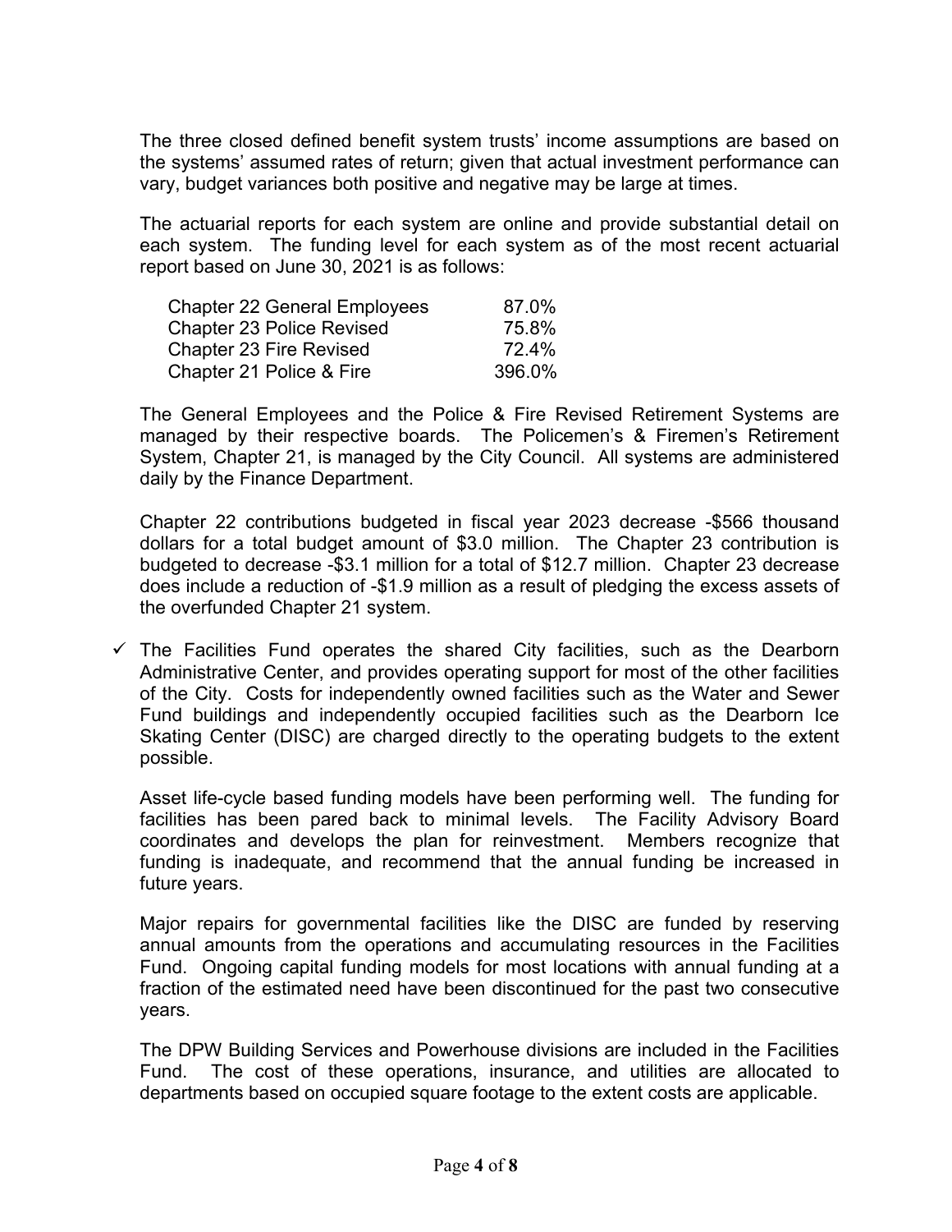The three closed defined benefit system trusts' income assumptions are based on the systems' assumed rates of return; given that actual investment performance can vary, budget variances both positive and negative may be large at times.

The actuarial reports for each system are online and provide substantial detail on each system. The funding level for each system as of the most recent actuarial report based on June 30, 2021 is as follows:

| | |
|---|---|
| Chapter 22 General Employees | 87.0% |
| Chapter 23 Police Revised | 75.8% |
| Chapter 23 Fire Revised | 72.4% |
| Chapter 21 Police & Fire | 396.0% |

The General Employees and the Police & Fire Revised Retirement Systems are managed by their respective boards. The Policemen's & Firemen's Retirement System, Chapter 21, is managed by the City Council. All systems are administered daily by the Finance Department.

Chapter 22 contributions budgeted in fiscal year 2023 decrease -$566 thousand dollars for a total budget amount of $3.0 million. The Chapter 23 contribution is budgeted to decrease -$3.1 million for a total of $12.7 million. Chapter 23 decrease does include a reduction of -$1.9 million as a result of pledging the excess assets of the overfunded Chapter 21 system.

- ✓ The Facilities Fund operates the shared City facilities, such as the Dearborn Administrative Center, and provides operating support for most of the other facilities of the City. Costs for independently owned facilities such as the Water and Sewer Fund buildings and independently occupied facilities such as the Dearborn Ice Skating Center (DISC) are charged directly to the operating budgets to the extent possible.

  Asset life-cycle based funding models have been performing well. The funding for facilities has been pared back to minimal levels. The Facility Advisory Board coordinates and develops the plan for reinvestment. Members recognize that funding is inadequate, and recommend that the annual funding be increased in future years.

  Major repairs for governmental facilities like the DISC are funded by reserving annual amounts from the operations and accumulating resources in the Facilities Fund. Ongoing capital funding models for most locations with annual funding at a fraction of the estimated need have been discontinued for the past two consecutive years.

  The DPW Building Services and Powerhouse divisions are included in the Facilities Fund. The cost of these operations, insurance, and utilities are allocated to departments based on occupied square footage to the extent costs are applicable.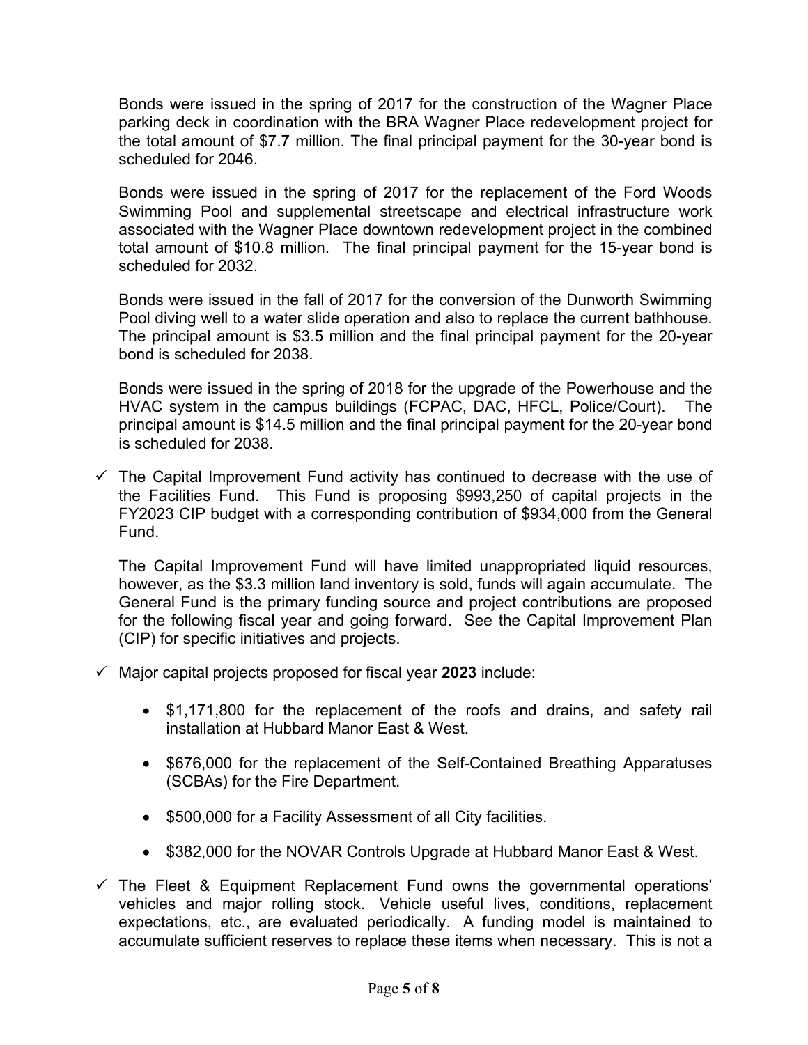Bonds were issued in the spring of 2017 for the construction of the Wagner Place parking deck in coordination with the BRA Wagner Place redevelopment project for the total amount of $7.7 million. The final principal payment for the 30-year bond is scheduled for 2046.

Bonds were issued in the spring of 2017 for the replacement of the Ford Woods Swimming Pool and supplemental streetscape and electrical infrastructure work associated with the Wagner Place downtown redevelopment project in the combined total amount of $10.8 million. The final principal payment for the 15-year bond is scheduled for 2032.

Bonds were issued in the fall of 2017 for the conversion of the Dunworth Swimming Pool diving well to a water slide operation and also to replace the current bathhouse. The principal amount is $3.5 million and the final principal payment for the 20-year bond is scheduled for 2038.

Bonds were issued in the spring of 2018 for the upgrade of the Powerhouse and the HVAC system in the campus buildings (FCPAC, DAC, HFCL, Police/Court). The principal amount is $14.5 million and the final principal payment for the 20-year bond is scheduled for 2038.

- ✓ The Capital Improvement Fund activity has continued to decrease with the use of the Facilities Fund. This Fund is proposing $993,250 of capital projects in the FY2023 CIP budget with a corresponding contribution of $934,000 from the General Fund.

  The Capital Improvement Fund will have limited unappropriated liquid resources, however, as the $3.3 million land inventory is sold, funds will again accumulate. The General Fund is the primary funding source and project contributions are proposed for the following fiscal year and going forward. See the Capital Improvement Plan (CIP) for specific initiatives and projects.

- ✓ Major capital projects proposed for fiscal year **2023** include:

  - $1,171,800 for the replacement of the roofs and drains, and safety rail installation at Hubbard Manor East & West.
  - $676,000 for the replacement of the Self-Contained Breathing Apparatuses (SCBAs) for the Fire Department.
  - $500,000 for a Facility Assessment of all City facilities.
  - $382,000 for the NOVAR Controls Upgrade at Hubbard Manor East & West.

- ✓ The Fleet & Equipment Replacement Fund owns the governmental operations' vehicles and major rolling stock. Vehicle useful lives, conditions, replacement expectations, etc., are evaluated periodically. A funding model is maintained to accumulate sufficient reserves to replace these items when necessary. This is not a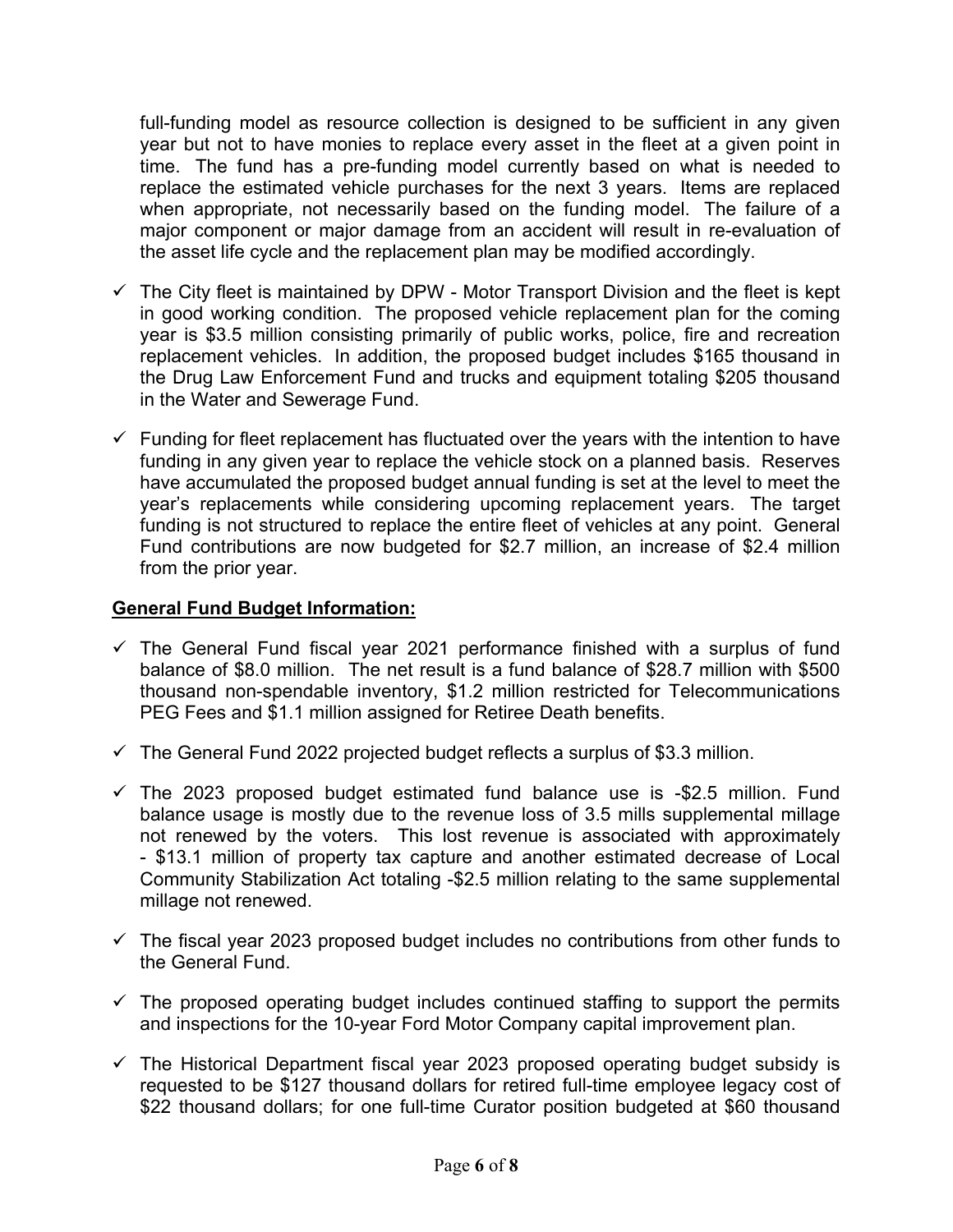full-funding model as resource collection is designed to be sufficient in any given year but not to have monies to replace every asset in the fleet at a given point in time. The fund has a pre-funding model currently based on what is needed to replace the estimated vehicle purchases for the next 3 years. Items are replaced when appropriate, not necessarily based on the funding model. The failure of a major component or major damage from an accident will result in re-evaluation of the asset life cycle and the replacement plan may be modified accordingly.

- ✓ The City fleet is maintained by DPW - Motor Transport Division and the fleet is kept in good working condition. The proposed vehicle replacement plan for the coming year is $3.5 million consisting primarily of public works, police, fire and recreation replacement vehicles. In addition, the proposed budget includes $165 thousand in the Drug Law Enforcement Fund and trucks and equipment totaling $205 thousand in the Water and Sewerage Fund.

- ✓ Funding for fleet replacement has fluctuated over the years with the intention to have funding in any given year to replace the vehicle stock on a planned basis. Reserves have accumulated the proposed budget annual funding is set at the level to meet the year's replacements while considering upcoming replacement years. The target funding is not structured to replace the entire fleet of vehicles at any point. General Fund contributions are now budgeted for $2.7 million, an increase of $2.4 million from the prior year.

**General Fund Budget Information:**

- ✓ The General Fund fiscal year 2021 performance finished with a surplus of fund balance of $8.0 million. The net result is a fund balance of $28.7 million with $500 thousand non-spendable inventory, $1.2 million restricted for Telecommunications PEG Fees and $1.1 million assigned for Retiree Death benefits.

- ✓ The General Fund 2022 projected budget reflects a surplus of $3.3 million.

- ✓ The 2023 proposed budget estimated fund balance use is -$2.5 million. Fund balance usage is mostly due to the revenue loss of 3.5 mills supplemental millage not renewed by the voters. This lost revenue is associated with approximately - $13.1 million of property tax capture and another estimated decrease of Local Community Stabilization Act totaling -$2.5 million relating to the same supplemental millage not renewed.

- ✓ The fiscal year 2023 proposed budget includes no contributions from other funds to the General Fund.

- ✓ The proposed operating budget includes continued staffing to support the permits and inspections for the 10-year Ford Motor Company capital improvement plan.

- ✓ The Historical Department fiscal year 2023 proposed operating budget subsidy is requested to be $127 thousand dollars for retired full-time employee legacy cost of $22 thousand dollars; for one full-time Curator position budgeted at $60 thousand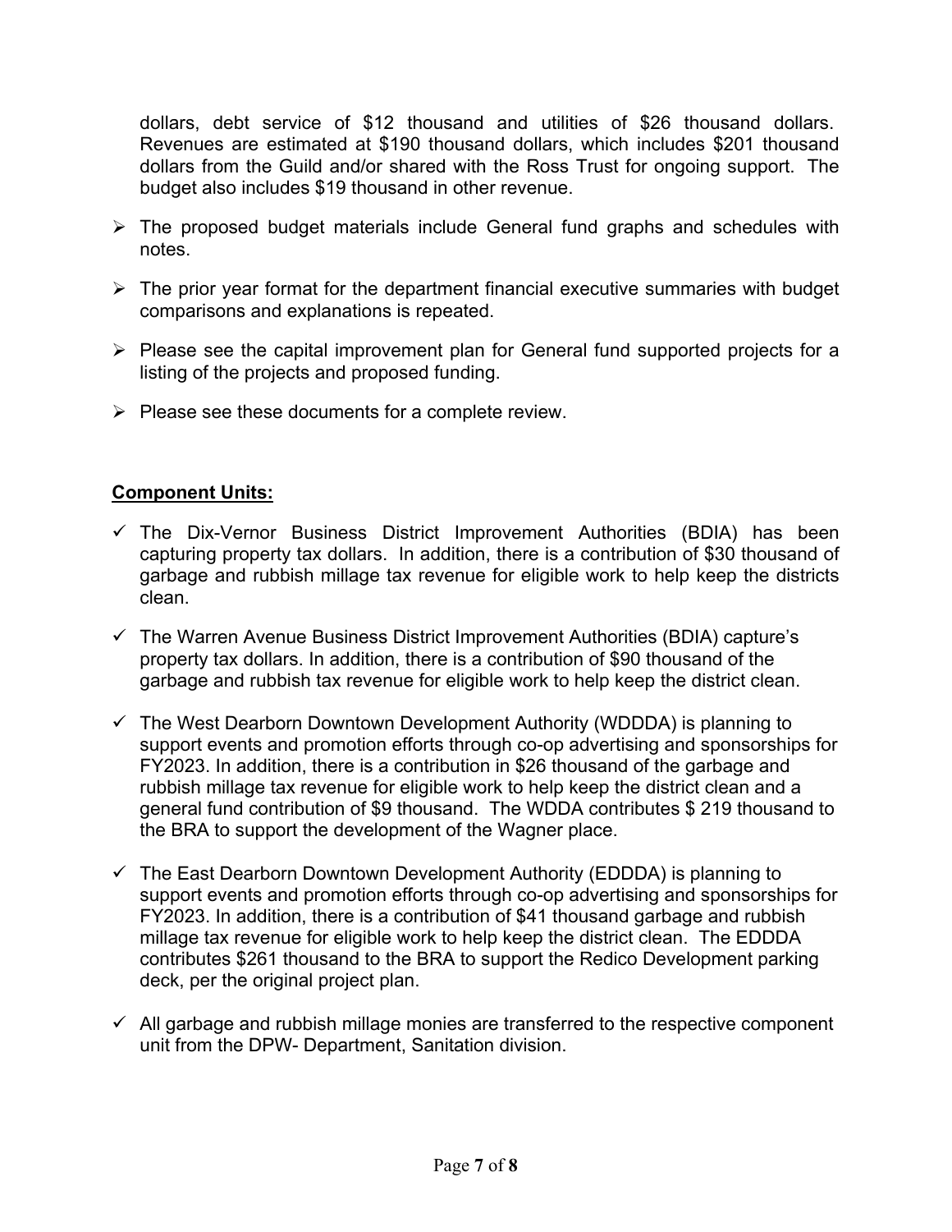dollars, debt service of $12 thousand and utilities of $26 thousand dollars. Revenues are estimated at $190 thousand dollars, which includes $201 thousand dollars from the Guild and/or shared with the Ross Trust for ongoing support. The budget also includes $19 thousand in other revenue.

- The proposed budget materials include General fund graphs and schedules with notes.
- The prior year format for the department financial executive summaries with budget comparisons and explanations is repeated.
- Please see the capital improvement plan for General fund supported projects for a listing of the projects and proposed funding.
- Please see these documents for a complete review.

**Component Units:**

- ✓ The Dix-Vernor Business District Improvement Authorities (BDIA) has been capturing property tax dollars. In addition, there is a contribution of $30 thousand of garbage and rubbish millage tax revenue for eligible work to help keep the districts clean.
- ✓ The Warren Avenue Business District Improvement Authorities (BDIA) capture's property tax dollars. In addition, there is a contribution of $90 thousand of the garbage and rubbish tax revenue for eligible work to help keep the district clean.
- ✓ The West Dearborn Downtown Development Authority (WDDDA) is planning to support events and promotion efforts through co-op advertising and sponsorships for FY2023. In addition, there is a contribution in $26 thousand of the garbage and rubbish millage tax revenue for eligible work to help keep the district clean and a general fund contribution of $9 thousand. The WDDA contributes $ 219 thousand to the BRA to support the development of the Wagner place.
- ✓ The East Dearborn Downtown Development Authority (EDDDA) is planning to support events and promotion efforts through co-op advertising and sponsorships for FY2023. In addition, there is a contribution of $41 thousand garbage and rubbish millage tax revenue for eligible work to help keep the district clean. The EDDDA contributes $261 thousand to the BRA to support the Redico Development parking deck, per the original project plan.
- ✓ All garbage and rubbish millage monies are transferred to the respective component unit from the DPW- Department, Sanitation division.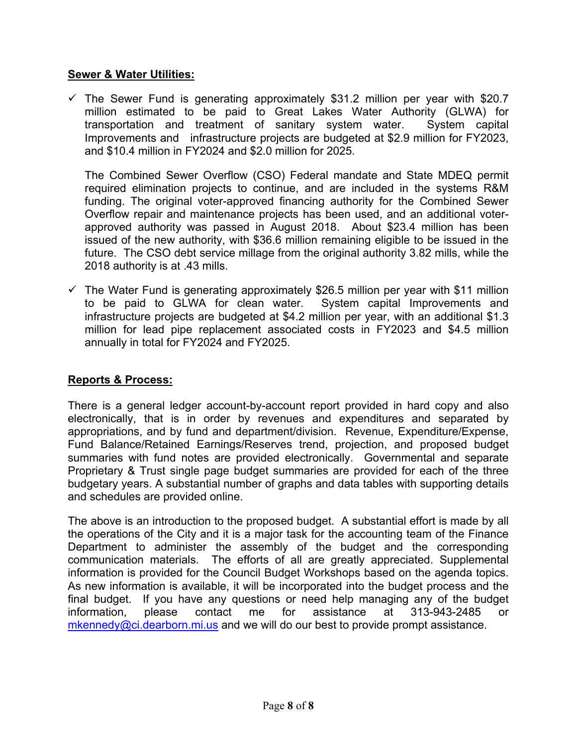**Sewer & Water Utilities:**

- ✓ The Sewer Fund is generating approximately $31.2 million per year with $20.7 million estimated to be paid to Great Lakes Water Authority (GLWA) for transportation and treatment of sanitary system water. System capital Improvements and infrastructure projects are budgeted at $2.9 million for FY2023, and $10.4 million in FY2024 and $2.0 million for 2025.

  The Combined Sewer Overflow (CSO) Federal mandate and State MDEQ permit required elimination projects to continue, and are included in the systems R&M funding. The original voter-approved financing authority for the Combined Sewer Overflow repair and maintenance projects has been used, and an additional voter-approved authority was passed in August 2018. About $23.4 million has been issued of the new authority, with $36.6 million remaining eligible to be issued in the future. The CSO debt service millage from the original authority 3.82 mills, while the 2018 authority is at .43 mills.

- ✓ The Water Fund is generating approximately $26.5 million per year with $11 million to be paid to GLWA for clean water. System capital Improvements and infrastructure projects are budgeted at $4.2 million per year, with an additional $1.3 million for lead pipe replacement associated costs in FY2023 and $4.5 million annually in total for FY2024 and FY2025.

**Reports & Process:**

There is a general ledger account-by-account report provided in hard copy and also electronically, that is in order by revenues and expenditures and separated by appropriations, and by fund and department/division. Revenue, Expenditure/Expense, Fund Balance/Retained Earnings/Reserves trend, projection, and proposed budget summaries with fund notes are provided electronically. Governmental and separate Proprietary & Trust single page budget summaries are provided for each of the three budgetary years. A substantial number of graphs and data tables with supporting details and schedules are provided online.

The above is an introduction to the proposed budget. A substantial effort is made by all the operations of the City and it is a major task for the accounting team of the Finance Department to administer the assembly of the budget and the corresponding communication materials. The efforts of all are greatly appreciated. Supplemental information is provided for the Council Budget Workshops based on the agenda topics. As new information is available, it will be incorporated into the budget process and the final budget. If you have any questions or need help managing any of the budget information, please contact me for assistance at 313-943-2485 or mkennedy@ci.dearborn.mi.us and we will do our best to provide prompt assistance.